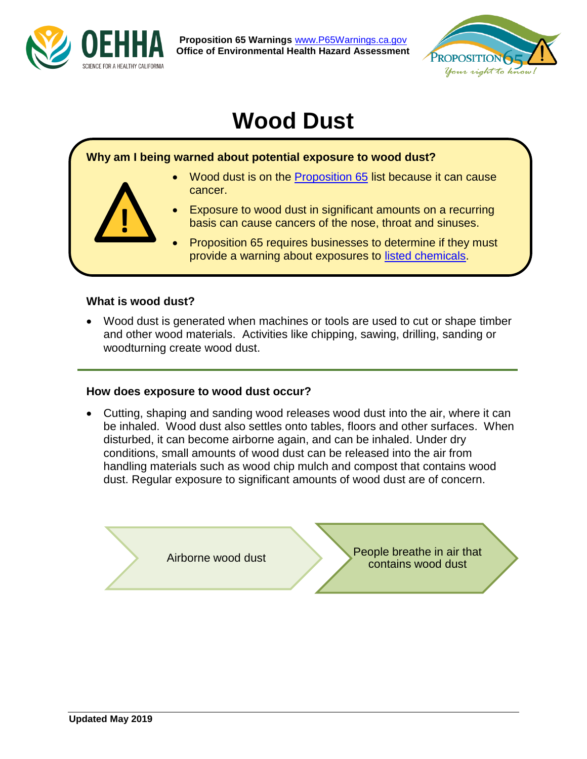**Proposition 65 Warnings** [www.P65Warnings.ca.gov](http://www.P65Warnings.ca.gov)
**Office of Environmental Health Hazard Assessment**

# Wood Dust

**Why am I being warned about potential exposure to wood dust?**

- Wood dust is on the [Proposition 65](#) list because it can cause cancer.
- Exposure to wood dust in significant amounts on a recurring basis can cause cancers of the nose, throat and sinuses.
- Proposition 65 requires businesses to determine if they must provide a warning about exposures to [listed chemicals](#).

### What is wood dust?

- Wood dust is generated when machines or tools are used to cut or shape timber and other wood materials. Activities like chipping, sawing, drilling, sanding or woodturning create wood dust.

---

### How does exposure to wood dust occur?

- Cutting, shaping and sanding wood releases wood dust into the air, where it can be inhaled. Wood dust also settles onto tables, floors and other surfaces. When disturbed, it can become airborne again, and can be inhaled. Under dry conditions, small amounts of wood dust can be released into the air from handling materials such as wood chip mulch and compost that contains wood dust. Regular exposure to significant amounts of wood dust are of concern.

Airborne wood dust → People breathe in air that contains wood dust

**Updated May 2019**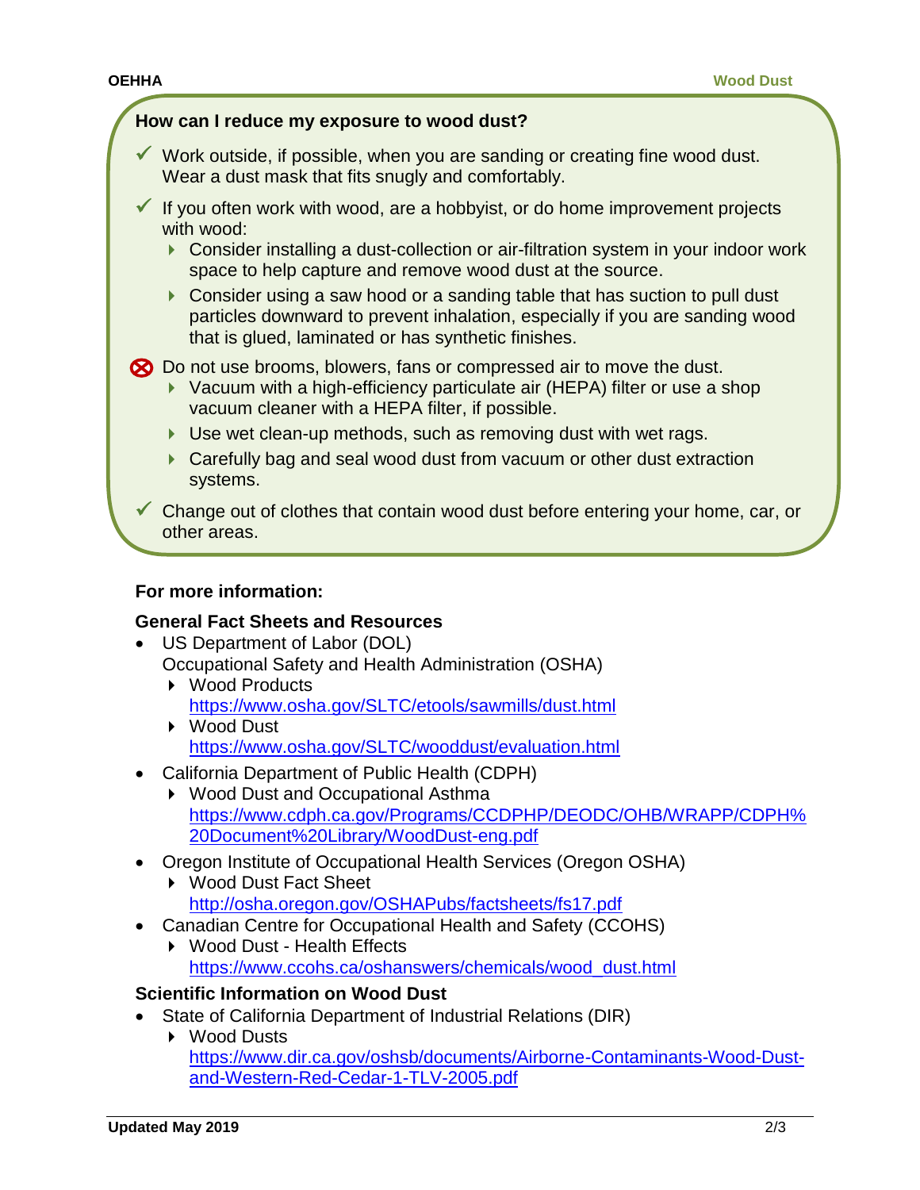## How can I reduce my exposure to wood dust?

- ✓ Work outside, if possible, when you are sanding or creating fine wood dust. Wear a dust mask that fits snugly and comfortably.
- ✓ If you often work with wood, are a hobbyist, or do home improvement projects with wood:
  - Consider installing a dust-collection or air-filtration system in your indoor work space to help capture and remove wood dust at the source.
  - Consider using a saw hood or a sanding table that has suction to pull dust particles downward to prevent inhalation, especially if you are sanding wood that is glued, laminated or has synthetic finishes.
- ⊗ Do not use brooms, blowers, fans or compressed air to move the dust.
  - Vacuum with a high-efficiency particulate air (HEPA) filter or use a shop vacuum cleaner with a HEPA filter, if possible.
  - Use wet clean-up methods, such as removing dust with wet rags.
  - Carefully bag and seal wood dust from vacuum or other dust extraction systems.
- ✓ Change out of clothes that contain wood dust before entering your home, car, or other areas.

## For more information:

### General Fact Sheets and Resources

- US Department of Labor (DOL)
  Occupational Safety and Health Administration (OSHA)
  - Wood Products
    https://www.osha.gov/SLTC/etools/sawmills/dust.html
  - Wood Dust
    https://www.osha.gov/SLTC/wooddust/evaluation.html
- California Department of Public Health (CDPH)
  - Wood Dust and Occupational Asthma
    https://www.cdph.ca.gov/Programs/CCDPHP/DEODC/OHB/WRAPP/CDPH%20Document%20Library/WoodDust-eng.pdf
- Oregon Institute of Occupational Health Services (Oregon OSHA)
  - Wood Dust Fact Sheet
    http://osha.oregon.gov/OSHAPubs/factsheets/fs17.pdf
- Canadian Centre for Occupational Health and Safety (CCOHS)
  - Wood Dust - Health Effects
    https://www.ccohs.ca/oshanswers/chemicals/wood_dust.html

### Scientific Information on Wood Dust

- State of California Department of Industrial Relations (DIR)
  - Wood Dusts
    https://www.dir.ca.gov/oshsb/documents/Airborne-Contaminants-Wood-Dust-and-Western-Red-Cedar-1-TLV-2005.pdf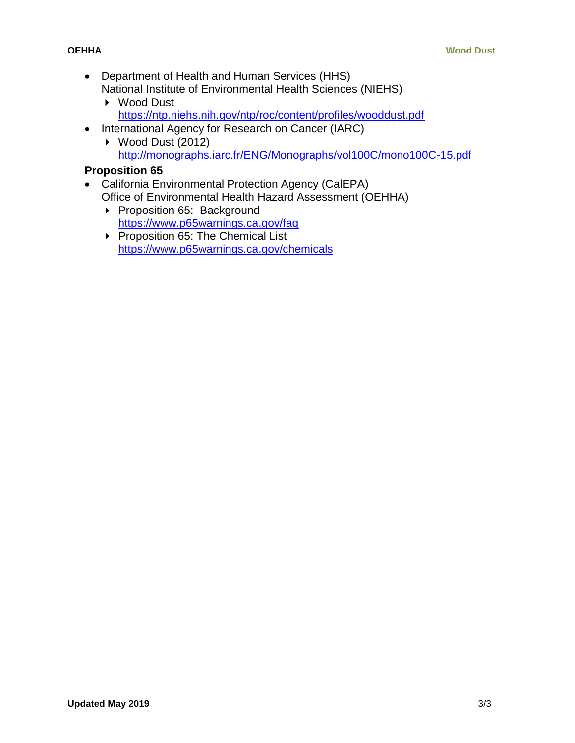- Department of Health and Human Services (HHS)
  National Institute of Environmental Health Sciences (NIEHS)
  - Wood Dust
    https://ntp.niehs.nih.gov/ntp/roc/content/profiles/wooddust.pdf
- International Agency for Research on Cancer (IARC)
  - Wood Dust (2012)
    http://monographs.iarc.fr/ENG/Monographs/vol100C/mono100C-15.pdf

**Proposition 65**

- California Environmental Protection Agency (CalEPA)
  Office of Environmental Health Hazard Assessment (OEHHA)
  - Proposition 65: Background
    https://www.p65warnings.ca.gov/faq
  - Proposition 65: The Chemical List
    https://www.p65warnings.ca.gov/chemicals